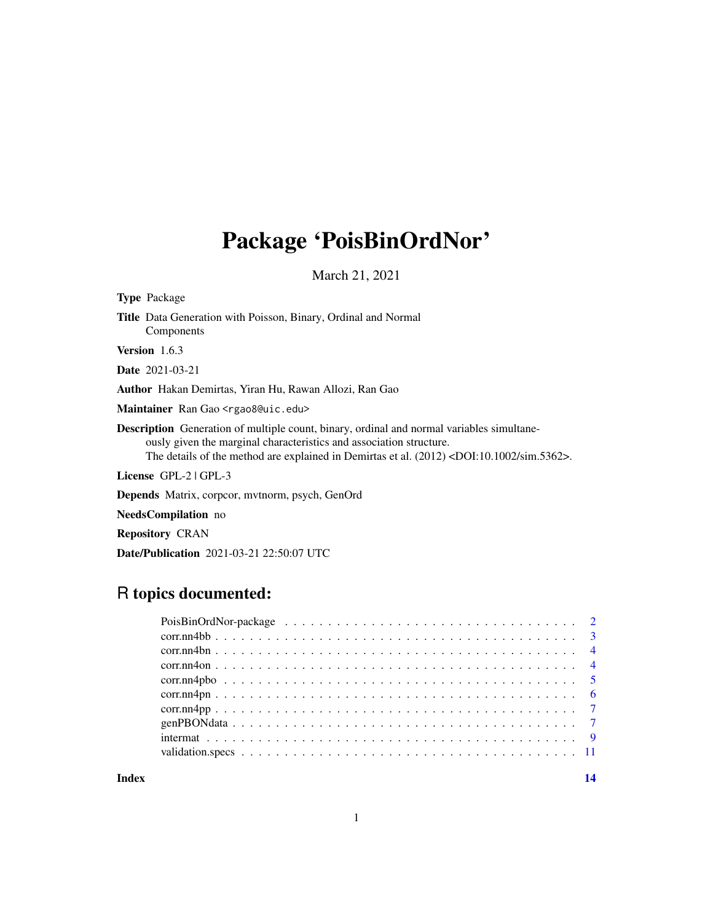# Package 'PoisBinOrdNor'

March 21, 2021

**Type** Package

**Title** Data Generation with Poisson, Binary, Ordinal and Normal Components

**Version** 1.6.3

**Date** 2021-03-21

**Author** Hakan Demirtas, Yiran Hu, Rawan Allozi, Ran Gao

**Maintainer** Ran Gao <rgao8@uic.edu>

**Description** Generation of multiple count, binary, ordinal and normal variables simultaneously given the marginal characteristics and association structure. The details of the method are explained in Demirtas et al. (2012) <DOI:10.1002/sim.5362>.

**License** GPL-2 | GPL-3

**Depends** Matrix, corpcor, mvtnorm, psych, GenOrd

**NeedsCompilation** no

**Repository** CRAN

**Date/Publication** 2021-03-21 22:50:07 UTC

## R topics documented:

- PoisBinOrdNor-package . . . . . . . . . . 2
- corr.nn4bb . . . . . . . . . . 3
- corr.nn4bn . . . . . . . . . . 4
- corr.nn4on . . . . . . . . . . 4
- corr.nn4pbo . . . . . . . . . . 5
- corr.nn4pn . . . . . . . . . . 6
- corr.nn4pp . . . . . . . . . . 7
- genPBONdata . . . . . . . . . . 7
- intermat . . . . . . . . . . 9
- validation.specs . . . . . . . . . . 11

**Index** **14**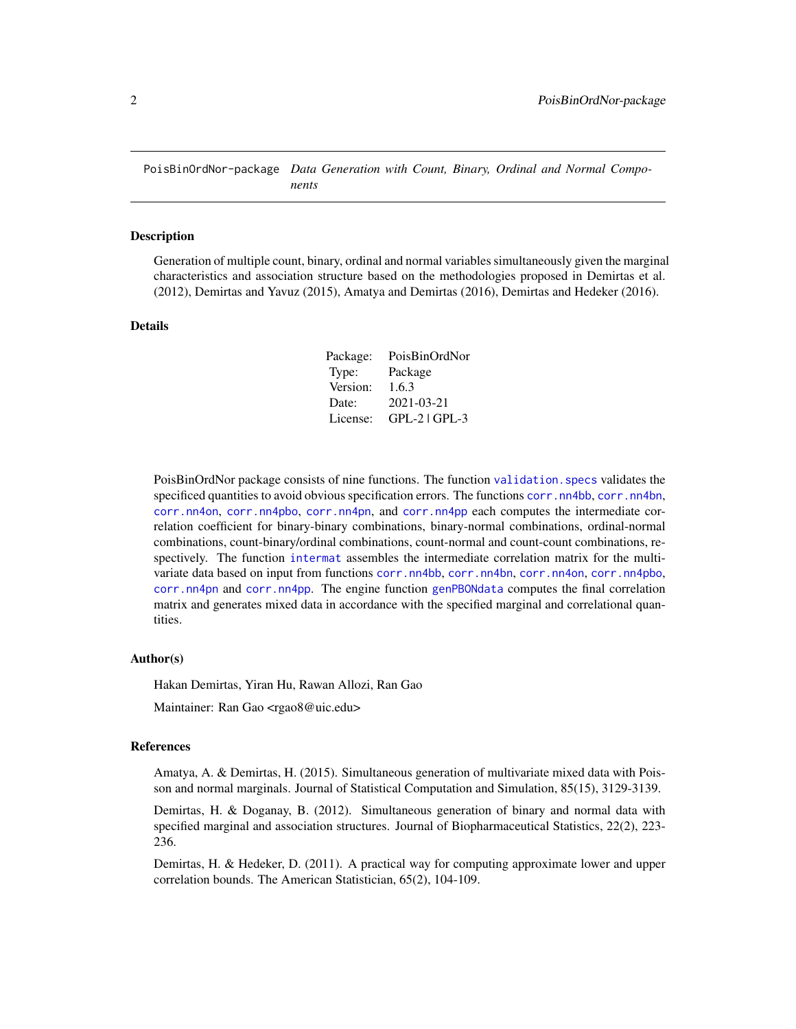# PoisBinOrdNor-package *Data Generation with Count, Binary, Ordinal and Normal Components*

## Description

Generation of multiple count, binary, ordinal and normal variables simultaneously given the marginal characteristics and association structure based on the methodologies proposed in Demirtas et al. (2012), Demirtas and Yavuz (2015), Amatya and Demirtas (2016), Demirtas and Hedeker (2016).

## Details

| | |
|---|---|
| Package: | PoisBinOrdNor |
| Type: | Package |
| Version: | 1.6.3 |
| Date: | 2021-03-21 |
| License: | GPL-2 \| GPL-3 |

PoisBinOrdNor package consists of nine functions. The function `validation.specs` validates the specificed quantities to avoid obvious specification errors. The functions `corr.nn4bb`, `corr.nn4bn`, `corr.nn4on`, `corr.nn4pbo`, `corr.nn4pn`, and `corr.nn4pp` each computes the intermediate correlation coefficient for binary-binary combinations, binary-normal combinations, ordinal-normal combinations, count-binary/ordinal combinations, count-normal and count-count combinations, respectively. The function `intermat` assembles the intermediate correlation matrix for the multivariate data based on input from functions `corr.nn4bb`, `corr.nn4bn`, `corr.nn4on`, `corr.nn4pbo`, `corr.nn4pn` and `corr.nn4pp`. The engine function `genPBONdata` computes the final correlation matrix and generates mixed data in accordance with the specified marginal and correlational quantities.

## Author(s)

Hakan Demirtas, Yiran Hu, Rawan Allozi, Ran Gao

Maintainer: Ran Gao <rgao8@uic.edu>

## References

Amatya, A. & Demirtas, H. (2015). Simultaneous generation of multivariate mixed data with Poisson and normal marginals. Journal of Statistical Computation and Simulation, 85(15), 3129-3139.

Demirtas, H. & Doganay, B. (2012). Simultaneous generation of binary and normal data with specified marginal and association structures. Journal of Biopharmaceutical Statistics, 22(2), 223-236.

Demirtas, H. & Hedeker, D. (2011). A practical way for computing approximate lower and upper correlation bounds. The American Statistician, 65(2), 104-109.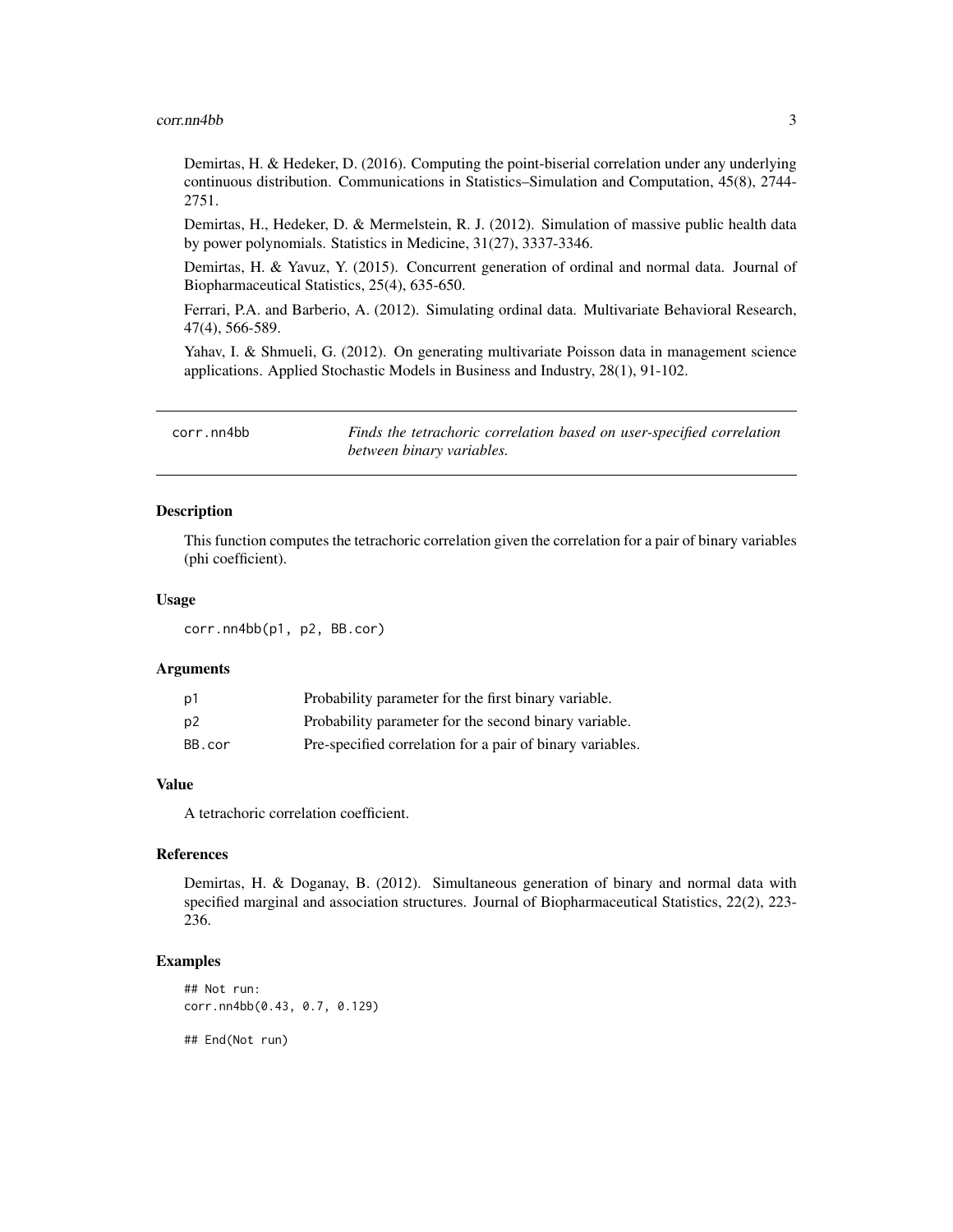Demirtas, H. & Hedeker, D. (2016). Computing the point-biserial correlation under any underlying continuous distribution. Communications in Statistics–Simulation and Computation, 45(8), 2744-2751.

Demirtas, H., Hedeker, D. & Mermelstein, R. J. (2012). Simulation of massive public health data by power polynomials. Statistics in Medicine, 31(27), 3337-3346.

Demirtas, H. & Yavuz, Y. (2015). Concurrent generation of ordinal and normal data. Journal of Biopharmaceutical Statistics, 25(4), 635-650.

Ferrari, P.A. and Barberio, A. (2012). Simulating ordinal data. Multivariate Behavioral Research, 47(4), 566-589.

Yahav, I. & Shmueli, G. (2012). On generating multivariate Poisson data in management science applications. Applied Stochastic Models in Business and Industry, 28(1), 91-102.

---

## corr.nn4bb — *Finds the tetrachoric correlation based on user-specified correlation between binary variables.*

---

### Description

This function computes the tetrachoric correlation given the correlation for a pair of binary variables (phi coefficient).

### Usage

```
corr.nn4bb(p1, p2, BB.cor)
```

### Arguments

| | |
|---|---|
| `p1` | Probability parameter for the first binary variable. |
| `p2` | Probability parameter for the second binary variable. |
| `BB.cor` | Pre-specified correlation for a pair of binary variables. |

### Value

A tetrachoric correlation coefficient.

### References

Demirtas, H. & Doganay, B. (2012). Simultaneous generation of binary and normal data with specified marginal and association structures. Journal of Biopharmaceutical Statistics, 22(2), 223-236.

### Examples

```
## Not run:
corr.nn4bb(0.43, 0.7, 0.129)

## End(Not run)
```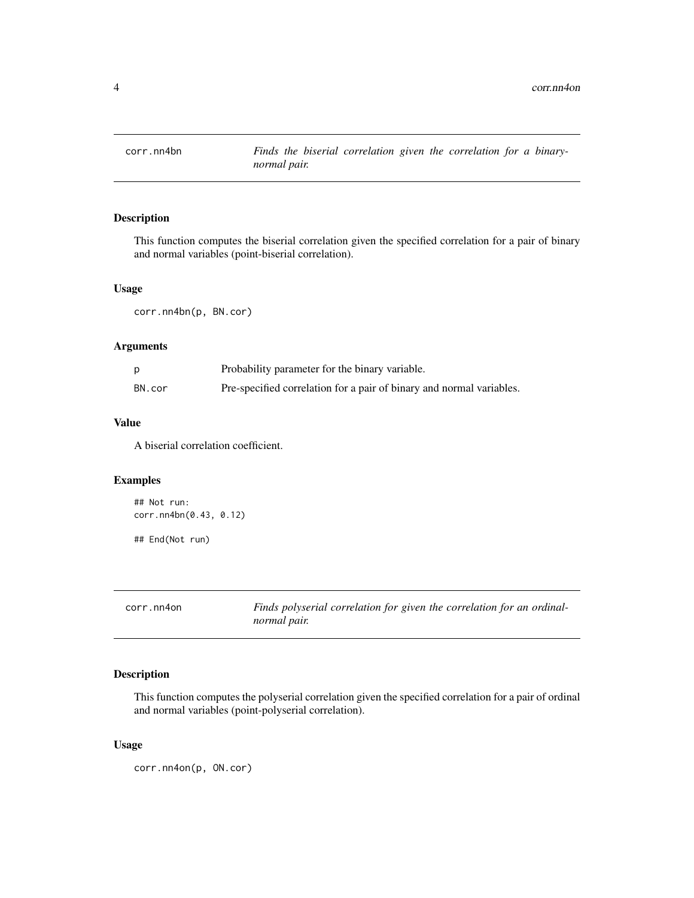## corr.nn4bn *Finds the biserial correlation given the correlation for a binary-normal pair.*

### Description

This function computes the biserial correlation given the specified correlation for a pair of binary and normal variables (point-biserial correlation).

### Usage

```
corr.nn4bn(p, BN.cor)
```

### Arguments

| | |
|---|---|
| p | Probability parameter for the binary variable. |
| BN.cor | Pre-specified correlation for a pair of binary and normal variables. |

### Value

A biserial correlation coefficient.

### Examples

```
## Not run:
corr.nn4bn(0.43, 0.12)

## End(Not run)
```

## corr.nn4on *Finds polyserial correlation for given the correlation for an ordinal-normal pair.*

### Description

This function computes the polyserial correlation given the specified correlation for a pair of ordinal and normal variables (point-polyserial correlation).

### Usage

```
corr.nn4on(p, ON.cor)
```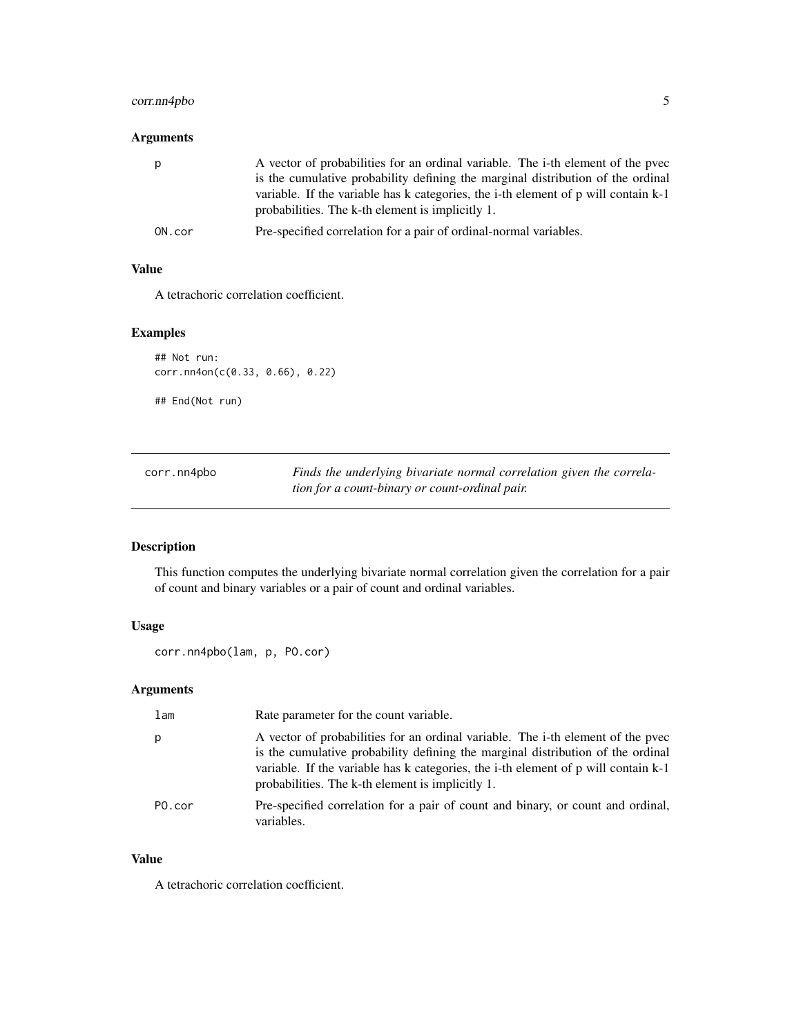### Arguments

| | |
|---|---|
| p | A vector of probabilities for an ordinal variable. The i-th element of the pvec is the cumulative probability defining the marginal distribution of the ordinal variable. If the variable has k categories, the i-th element of p will contain k-1 probabilities. The k-th element is implicitly 1. |
| ON.cor | Pre-specified correlation for a pair of ordinal-normal variables. |

### Value

A tetrachoric correlation coefficient.

### Examples

```
## Not run:
corr.nn4on(c(0.33, 0.66), 0.22)

## End(Not run)
```

---

## corr.nn4pbo — *Finds the underlying bivariate normal correlation given the correlation for a count-binary or count-ordinal pair.*

---

### Description

This function computes the underlying bivariate normal correlation given the correlation for a pair of count and binary variables or a pair of count and ordinal variables.

### Usage

```
corr.nn4pbo(lam, p, PO.cor)
```

### Arguments

| | |
|---|---|
| lam | Rate parameter for the count variable. |
| p | A vector of probabilities for an ordinal variable. The i-th element of the pvec is the cumulative probability defining the marginal distribution of the ordinal variable. If the variable has k categories, the i-th element of p will contain k-1 probabilities. The k-th element is implicitly 1. |
| PO.cor | Pre-specified correlation for a pair of count and binary, or count and ordinal, variables. |

### Value

A tetrachoric correlation coefficient.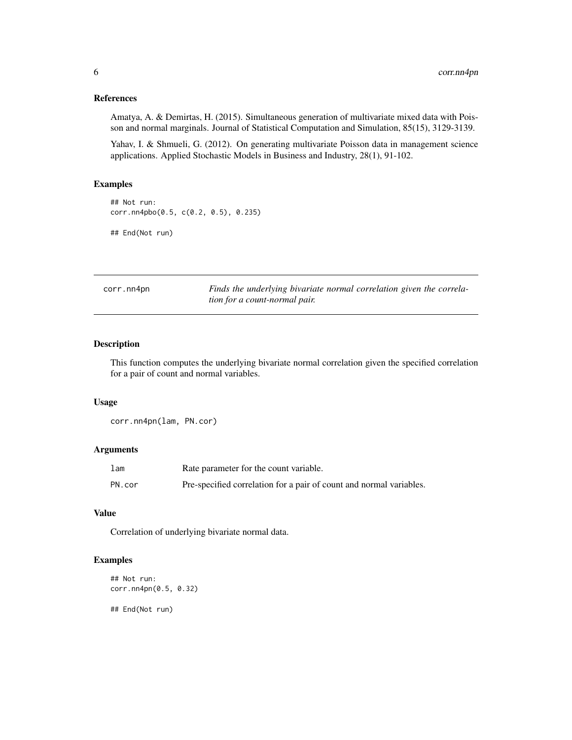### References

Amatya, A. & Demirtas, H. (2015). Simultaneous generation of multivariate mixed data with Poisson and normal marginals. Journal of Statistical Computation and Simulation, 85(15), 3129-3139.

Yahav, I. & Shmueli, G. (2012). On generating multivariate Poisson data in management science applications. Applied Stochastic Models in Business and Industry, 28(1), 91-102.

### Examples

```
## Not run:
corr.nn4pbo(0.5, c(0.2, 0.5), 0.235)

## End(Not run)
```

---

## corr.nn4pn — *Finds the underlying bivariate normal correlation given the correlation for a count-normal pair.*

---

### Description

This function computes the underlying bivariate normal correlation given the specified correlation for a pair of count and normal variables.

### Usage

```
corr.nn4pn(lam, PN.cor)
```

### Arguments

| | |
|---|---|
| lam | Rate parameter for the count variable. |
| PN.cor | Pre-specified correlation for a pair of count and normal variables. |

### Value

Correlation of underlying bivariate normal data.

### Examples

```
## Not run:
corr.nn4pn(0.5, 0.32)

## End(Not run)
```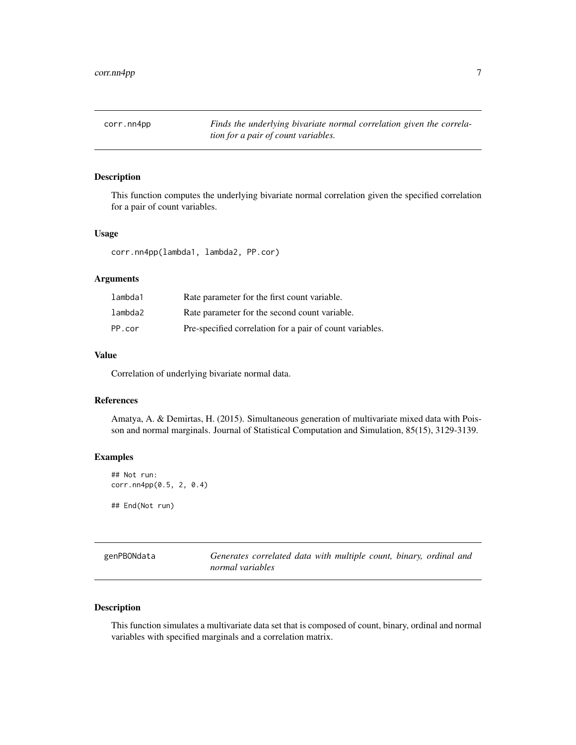## corr.nn4pp

*Finds the underlying bivariate normal correlation given the correlation for a pair of count variables.*

### Description

This function computes the underlying bivariate normal correlation given the specified correlation for a pair of count variables.

### Usage

```
corr.nn4pp(lambda1, lambda2, PP.cor)
```

### Arguments

| | |
|---|---|
| lambda1 | Rate parameter for the first count variable. |
| lambda2 | Rate parameter for the second count variable. |
| PP.cor | Pre-specified correlation for a pair of count variables. |

### Value

Correlation of underlying bivariate normal data.

### References

Amatya, A. & Demirtas, H. (2015). Simultaneous generation of multivariate mixed data with Poisson and normal marginals. Journal of Statistical Computation and Simulation, 85(15), 3129-3139.

### Examples

```
## Not run:
corr.nn4pp(0.5, 2, 0.4)

## End(Not run)
```

## genPBONdata

*Generates correlated data with multiple count, binary, ordinal and normal variables*

### Description

This function simulates a multivariate data set that is composed of count, binary, ordinal and normal variables with specified marginals and a correlation matrix.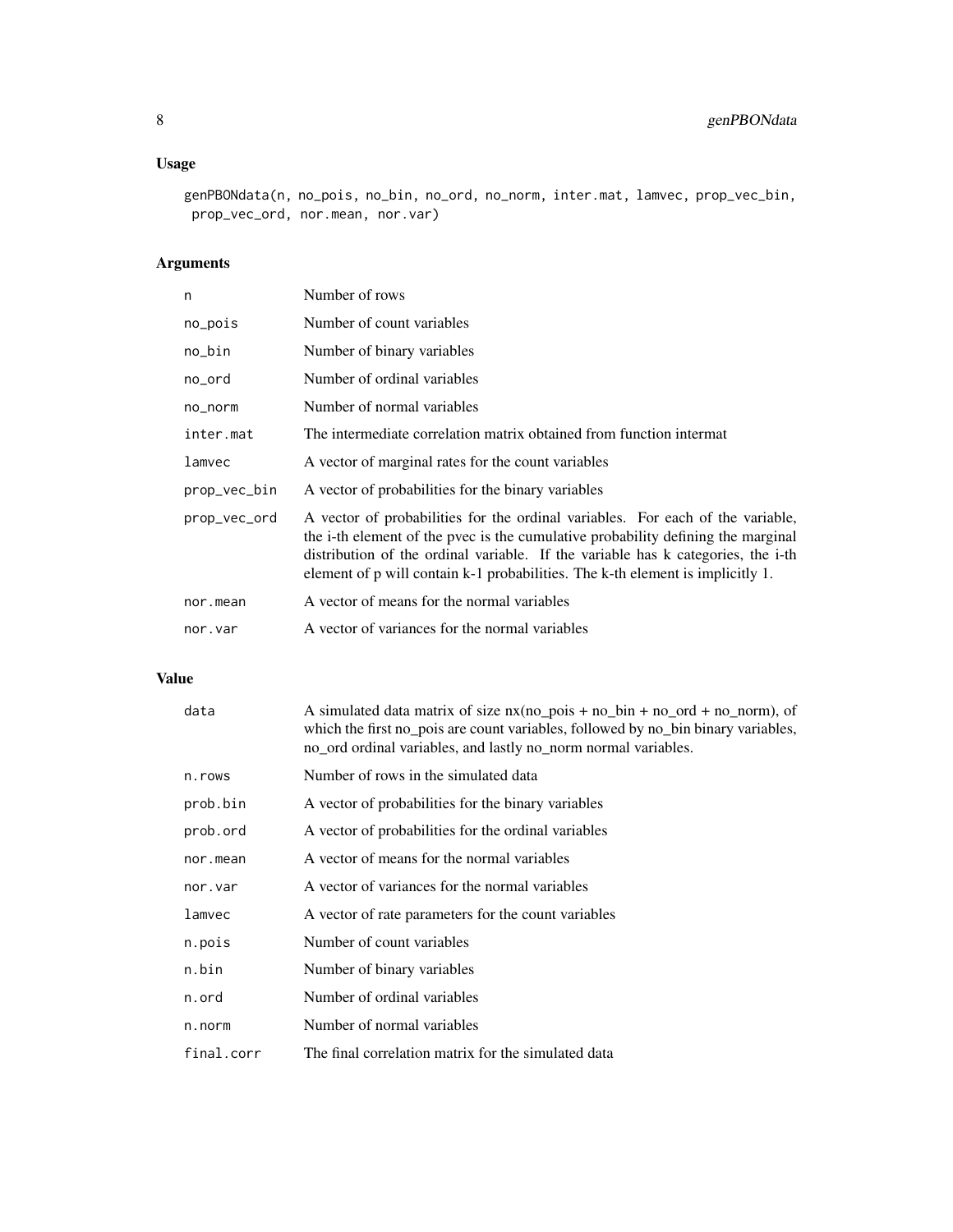## Usage

```
genPBONdata(n, no_pois, no_bin, no_ord, no_norm, inter.mat, lamvec, prop_vec_bin,
 prop_vec_ord, nor.mean, nor.var)
```

## Arguments

| | |
|---|---|
| n | Number of rows |
| no_pois | Number of count variables |
| no_bin | Number of binary variables |
| no_ord | Number of ordinal variables |
| no_norm | Number of normal variables |
| inter.mat | The intermediate correlation matrix obtained from function intermat |
| lamvec | A vector of marginal rates for the count variables |
| prop_vec_bin | A vector of probabilities for the binary variables |
| prop_vec_ord | A vector of probabilities for the ordinal variables. For each of the variable, the i-th element of the pvec is the cumulative probability defining the marginal distribution of the ordinal variable. If the variable has k categories, the i-th element of p will contain k-1 probabilities. The k-th element is implicitly 1. |
| nor.mean | A vector of means for the normal variables |
| nor.var | A vector of variances for the normal variables |

## Value

| | |
|---|---|
| data | A simulated data matrix of size nx(no_pois + no_bin + no_ord + no_norm), of which the first no_pois are count variables, followed by no_bin binary variables, no_ord ordinal variables, and lastly no_norm normal variables. |
| n.rows | Number of rows in the simulated data |
| prob.bin | A vector of probabilities for the binary variables |
| prob.ord | A vector of probabilities for the ordinal variables |
| nor.mean | A vector of means for the normal variables |
| nor.var | A vector of variances for the normal variables |
| lamvec | A vector of rate parameters for the count variables |
| n.pois | Number of count variables |
| n.bin | Number of binary variables |
| n.ord | Number of ordinal variables |
| n.norm | Number of normal variables |
| final.corr | The final correlation matrix for the simulated data |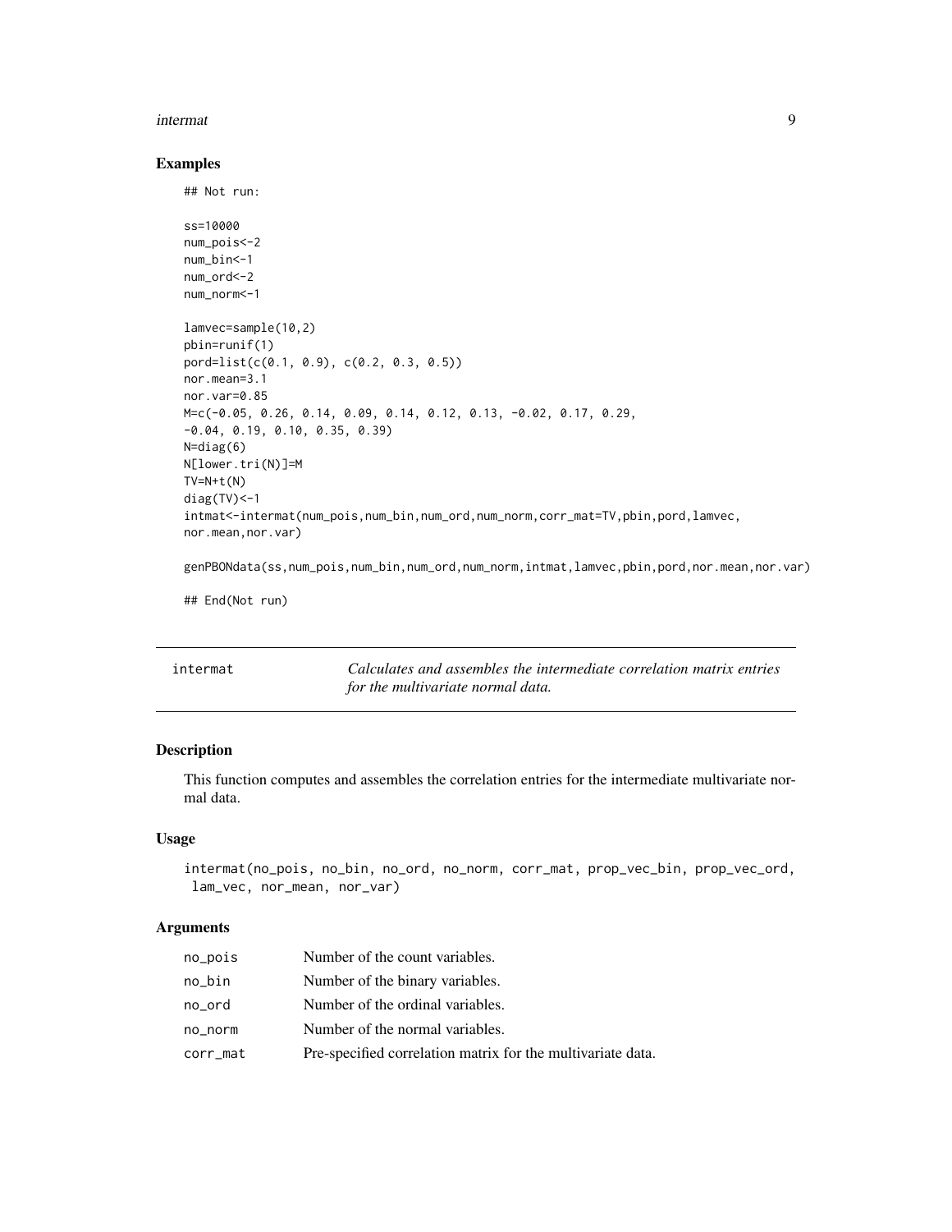### Examples

```
## Not run:

ss=10000
num_pois<-2
num_bin<-1
num_ord<-2
num_norm<-1

lamvec=sample(10,2)
pbin=runif(1)
pord=list(c(0.1, 0.9), c(0.2, 0.3, 0.5))
nor.mean=3.1
nor.var=0.85
M=c(-0.05, 0.26, 0.14, 0.09, 0.14, 0.12, 0.13, -0.02, 0.17, 0.29,
-0.04, 0.19, 0.10, 0.35, 0.39)
N=diag(6)
N[lower.tri(N)]=M
TV=N+t(N)
diag(TV)<-1
intmat<-intermat(num_pois,num_bin,num_ord,num_norm,corr_mat=TV,pbin,pord,lamvec,
nor.mean,nor.var)

genPBONdata(ss,num_pois,num_bin,num_ord,num_norm,intmat,lamvec,pbin,pord,nor.mean,nor.var)

## End(Not run)
```

---

## intermat — *Calculates and assembles the intermediate correlation matrix entries for the multivariate normal data.*

---

### Description

This function computes and assembles the correlation entries for the intermediate multivariate normal data.

### Usage

```
intermat(no_pois, no_bin, no_ord, no_norm, corr_mat, prop_vec_bin, prop_vec_ord,
 lam_vec, nor_mean, nor_var)
```

### Arguments

| | |
|---|---|
| no_pois | Number of the count variables. |
| no_bin | Number of the binary variables. |
| no_ord | Number of the ordinal variables. |
| no_norm | Number of the normal variables. |
| corr_mat | Pre-specified correlation matrix for the multivariate data. |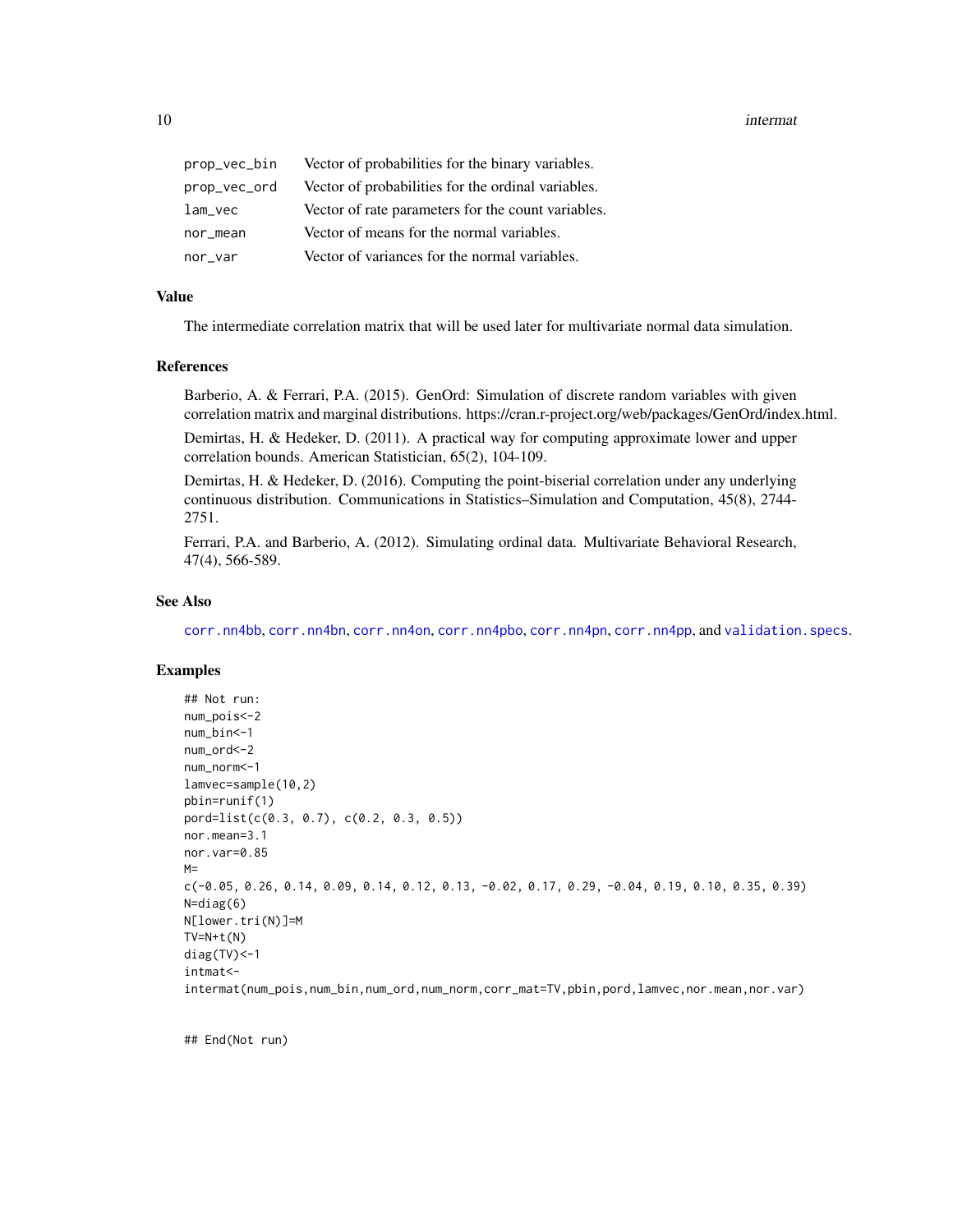| | |
|---|---|
| prop_vec_bin | Vector of probabilities for the binary variables. |
| prop_vec_ord | Vector of probabilities for the ordinal variables. |
| lam_vec | Vector of rate parameters for the count variables. |
| nor_mean | Vector of means for the normal variables. |
| nor_var | Vector of variances for the normal variables. |

## Value

The intermediate correlation matrix that will be used later for multivariate normal data simulation.

## References

Barberio, A. & Ferrari, P.A. (2015). GenOrd: Simulation of discrete random variables with given correlation matrix and marginal distributions. https://cran.r-project.org/web/packages/GenOrd/index.html.

Demirtas, H. & Hedeker, D. (2011). A practical way for computing approximate lower and upper correlation bounds. American Statistician, 65(2), 104-109.

Demirtas, H. & Hedeker, D. (2016). Computing the point-biserial correlation under any underlying continuous distribution. Communications in Statistics–Simulation and Computation, 45(8), 2744-2751.

Ferrari, P.A. and Barberio, A. (2012). Simulating ordinal data. Multivariate Behavioral Research, 47(4), 566-589.

## See Also

corr.nn4bb, corr.nn4bn, corr.nn4on, corr.nn4pbo, corr.nn4pn, corr.nn4pp, and validation.specs.

## Examples

```
## Not run:
num_pois<-2
num_bin<-1
num_ord<-2
num_norm<-1
lamvec=sample(10,2)
pbin=runif(1)
pord=list(c(0.3, 0.7), c(0.2, 0.3, 0.5))
nor.mean=3.1
nor.var=0.85
M=
c(-0.05, 0.26, 0.14, 0.09, 0.14, 0.12, 0.13, -0.02, 0.17, 0.29, -0.04, 0.19, 0.10, 0.35, 0.39)
N=diag(6)
N[lower.tri(N)]=M
TV=N+t(N)
diag(TV)<-1
intmat<-
intermat(num_pois,num_bin,num_ord,num_norm,corr_mat=TV,pbin,pord,lamvec,nor.mean,nor.var)


## End(Not run)
```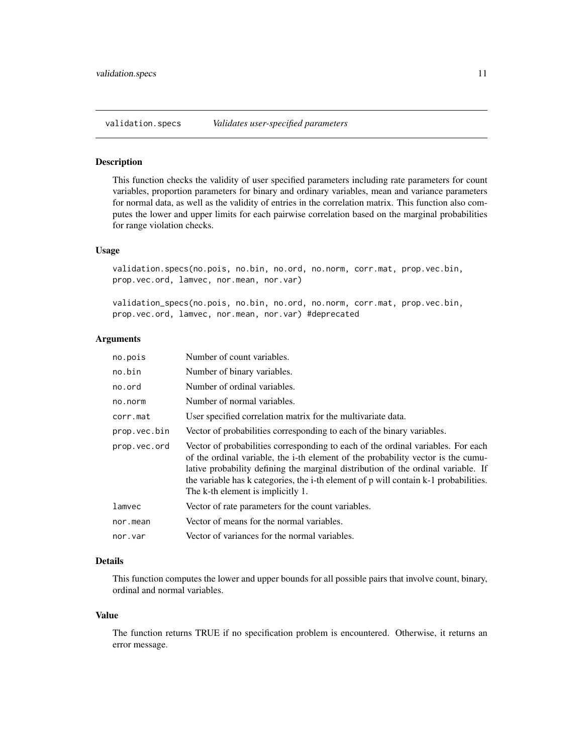# validation.specs *Validates user-specified parameters*

## Description

This function checks the validity of user specified parameters including rate parameters for count variables, proportion parameters for binary and ordinary variables, mean and variance parameters for normal data, as well as the validity of entries in the correlation matrix. This function also computes the lower and upper limits for each pairwise correlation based on the marginal probabilities for range violation checks.

## Usage

```
validation.specs(no.pois, no.bin, no.ord, no.norm, corr.mat, prop.vec.bin,
prop.vec.ord, lamvec, nor.mean, nor.var)

validation_specs(no.pois, no.bin, no.ord, no.norm, corr.mat, prop.vec.bin,
prop.vec.ord, lamvec, nor.mean, nor.var) #deprecated
```

## Arguments

| | |
|---|---|
| `no.pois` | Number of count variables. |
| `no.bin` | Number of binary variables. |
| `no.ord` | Number of ordinal variables. |
| `no.norm` | Number of normal variables. |
| `corr.mat` | User specified correlation matrix for the multivariate data. |
| `prop.vec.bin` | Vector of probabilities corresponding to each of the binary variables. |
| `prop.vec.ord` | Vector of probabilities corresponding to each of the ordinal variables. For each of the ordinal variable, the i-th element of the probability vector is the cumulative probability defining the marginal distribution of the ordinal variable. If the variable has k categories, the i-th element of p will contain k-1 probabilities. The k-th element is implicitly 1. |
| `lamvec` | Vector of rate parameters for the count variables. |
| `nor.mean` | Vector of means for the normal variables. |
| `nor.var` | Vector of variances for the normal variables. |

## Details

This function computes the lower and upper bounds for all possible pairs that involve count, binary, ordinal and normal variables.

## Value

The function returns TRUE if no specification problem is encountered. Otherwise, it returns an error message.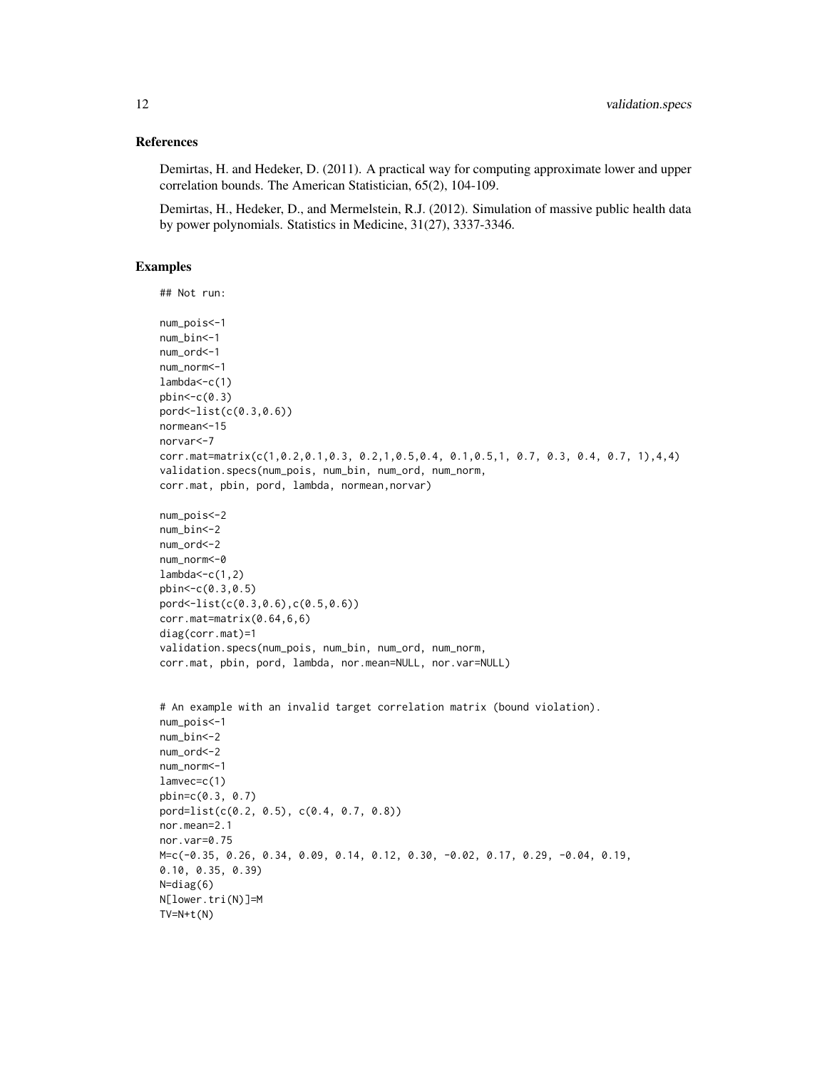## References

Demirtas, H. and Hedeker, D. (2011). A practical way for computing approximate lower and upper correlation bounds. The American Statistician, 65(2), 104-109.

Demirtas, H., Hedeker, D., and Mermelstein, R.J. (2012). Simulation of massive public health data by power polynomials. Statistics in Medicine, 31(27), 3337-3346.

## Examples

```
## Not run:

num_pois<-1
num_bin<-1
num_ord<-1
num_norm<-1
lambda<-c(1)
pbin<-c(0.3)
pord<-list(c(0.3,0.6))
normean<-15
norvar<-7
corr.mat=matrix(c(1,0.2,0.1,0.3, 0.2,1,0.5,0.4, 0.1,0.5,1, 0.7, 0.3, 0.4, 0.7, 1),4,4)
validation.specs(num_pois, num_bin, num_ord, num_norm,
corr.mat, pbin, pord, lambda, normean,norvar)

num_pois<-2
num_bin<-2
num_ord<-2
num_norm<-0
lambda<-c(1,2)
pbin<-c(0.3,0.5)
pord<-list(c(0.3,0.6),c(0.5,0.6))
corr.mat=matrix(0.64,6,6)
diag(corr.mat)=1
validation.specs(num_pois, num_bin, num_ord, num_norm,
corr.mat, pbin, pord, lambda, nor.mean=NULL, nor.var=NULL)


# An example with an invalid target correlation matrix (bound violation).
num_pois<-1
num_bin<-2
num_ord<-2
num_norm<-1
lamvec=c(1)
pbin=c(0.3, 0.7)
pord=list(c(0.2, 0.5), c(0.4, 0.7, 0.8))
nor.mean=2.1
nor.var=0.75
M=c(-0.35, 0.26, 0.34, 0.09, 0.14, 0.12, 0.30, -0.02, 0.17, 0.29, -0.04, 0.19,
0.10, 0.35, 0.39)
N=diag(6)
N[lower.tri(N)]=M
TV=N+t(N)
```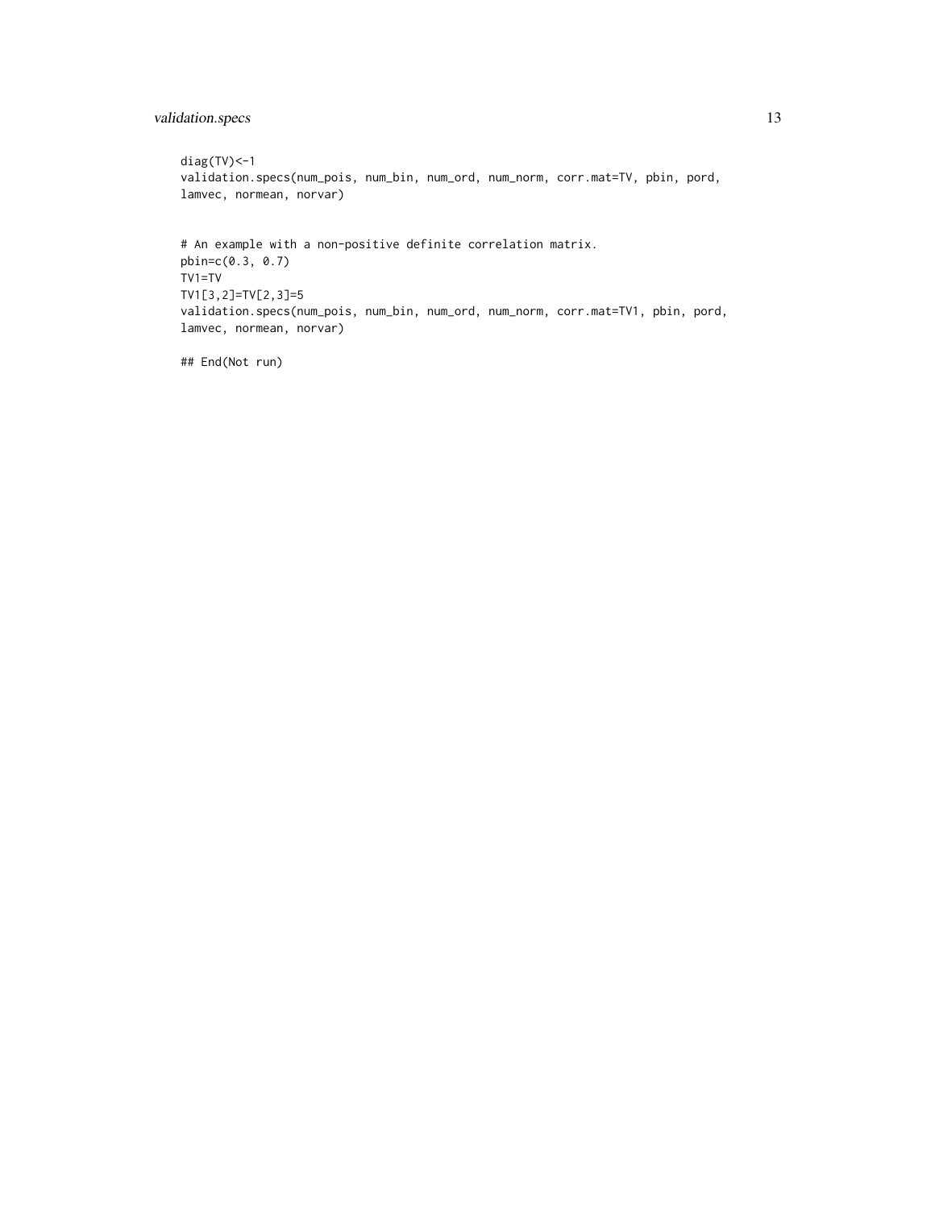```
diag(TV)<-1
validation.specs(num_pois, num_bin, num_ord, num_norm, corr.mat=TV, pbin, pord,
lamvec, normean, norvar)


# An example with a non-positive definite correlation matrix.
pbin=c(0.3, 0.7)
TV1=TV
TV1[3,2]=TV[2,3]=5
validation.specs(num_pois, num_bin, num_ord, num_norm, corr.mat=TV1, pbin, pord,
lamvec, normean, norvar)

## End(Not run)
```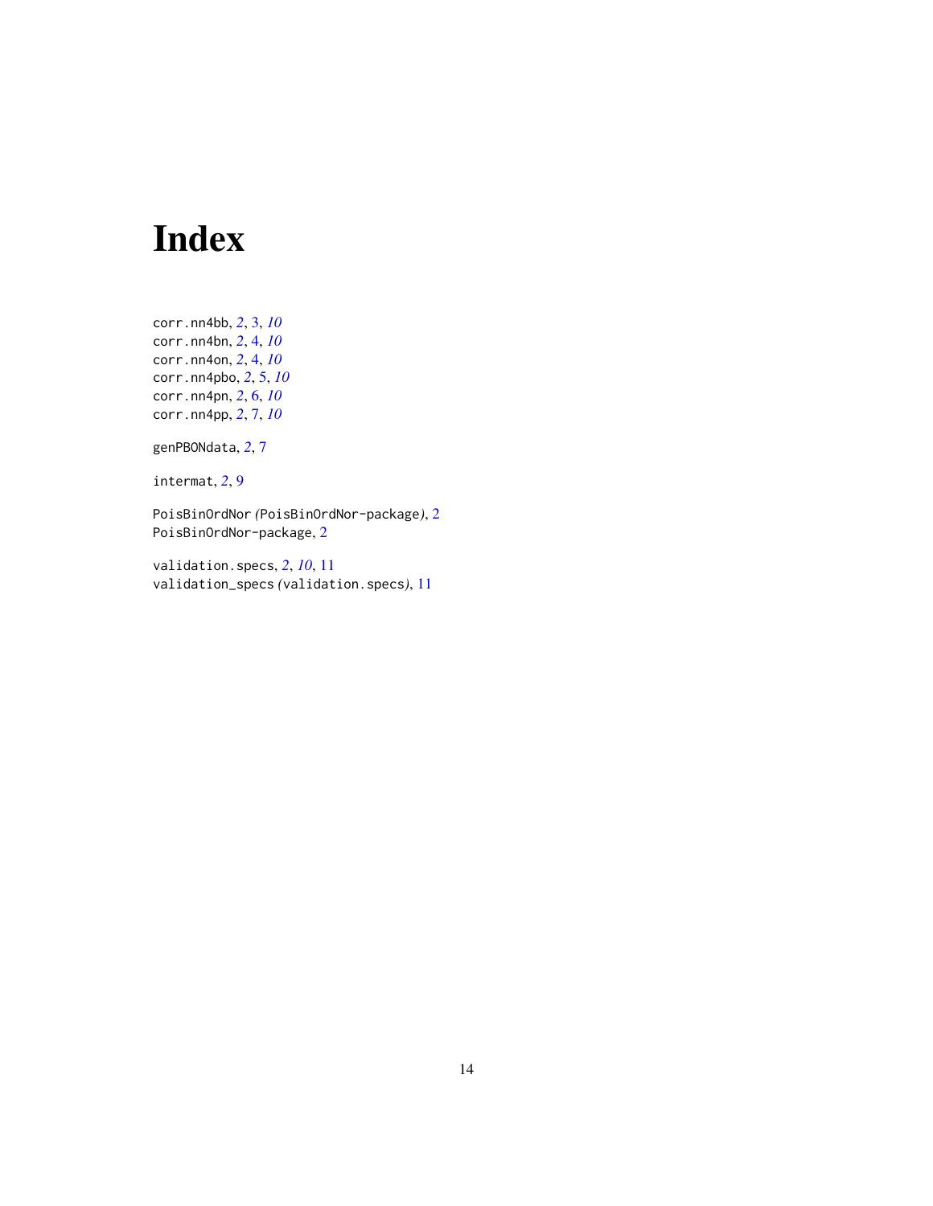# Index

corr.nn4bb, *2*, 3, *10*
corr.nn4bn, *2*, 4, *10*
corr.nn4on, *2*, 4, *10*
corr.nn4pbo, *2*, 5, *10*
corr.nn4pn, *2*, 6, *10*
corr.nn4pp, *2*, 7, *10*

genPBONdata, *2*, 7

intermat, *2*, 9

PoisBinOrdNor *(*PoisBinOrdNor-package*)*, 2
PoisBinOrdNor-package, 2

validation.specs, *2*, *10*, 11
validation_specs *(*validation.specs*)*, 11